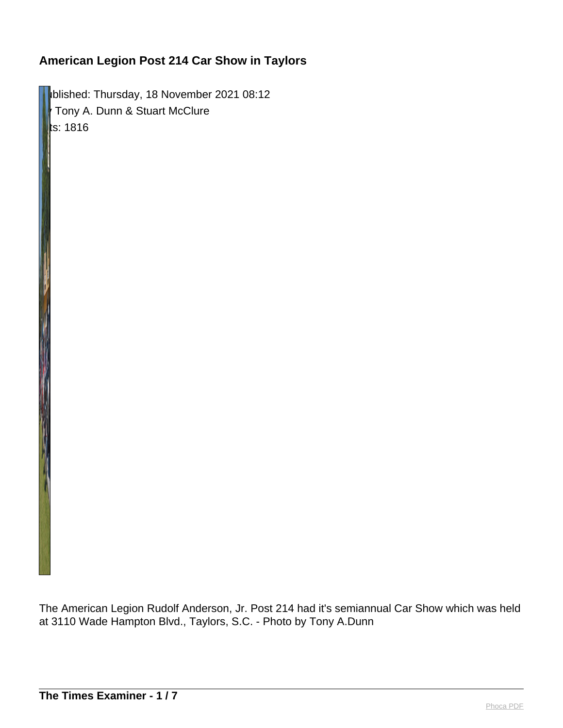# American Legion Post 214 Car Show in Taylors

ublished: Thursday, 18 November 2021 08:12
Tony A. Dunn & Stuart McClure
ts: 1816

The American Legion Rudolf Anderson, Jr. Post 214 had it's semiannual Car Show which was held at 3110 Wade Hampton Blvd., Taylors, S.C. - Photo by Tony A.Dunn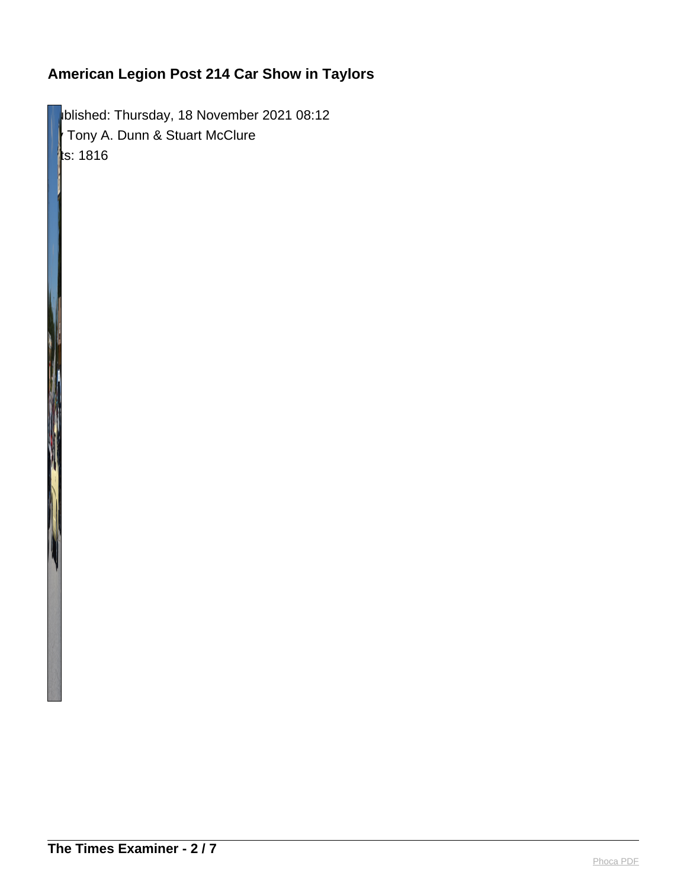## American Legion Post 214 Car Show in Taylors

ublished: Thursday, 18 November 2021 08:12
Tony A. Dunn & Stuart McClure
ts: 1816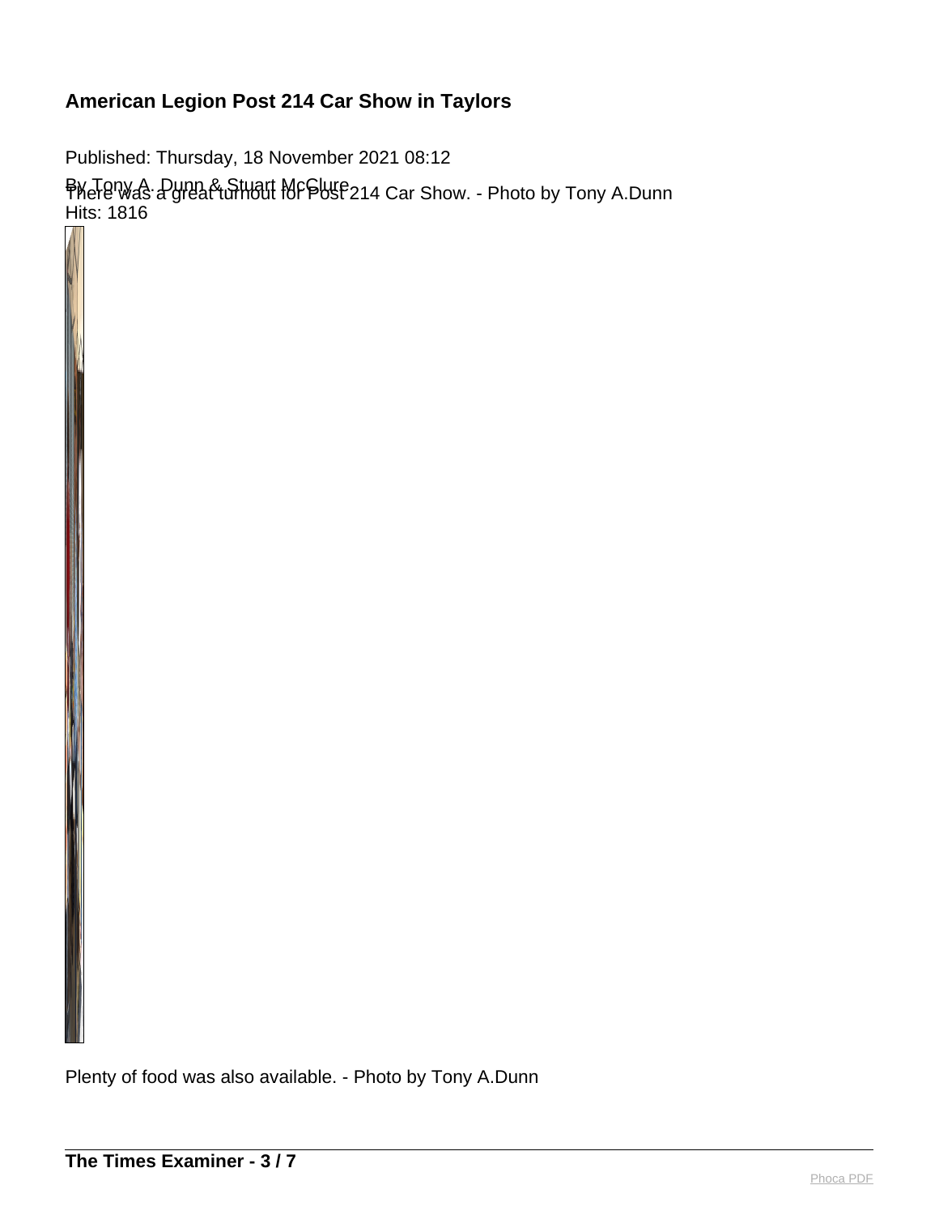## American Legion Post 214 Car Show in Taylors

Published: Thursday, 18 November 2021 08:12

By Tony A. Dunn & Stuart McClure

Hits: 1816

There was a great turnout for Post 214 Car Show. - Photo by Tony A.Dunn

Plenty of food was also available. - Photo by Tony A.Dunn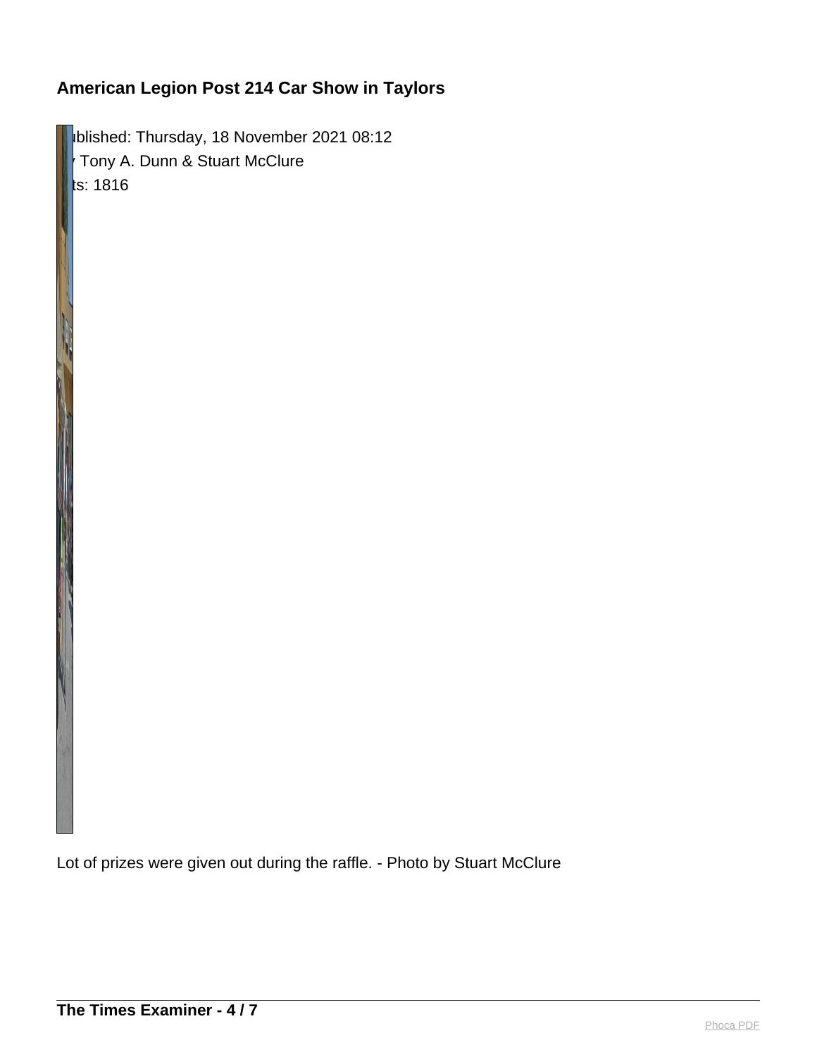## American Legion Post 214 Car Show in Taylors

ublished: Thursday, 18 November 2021 08:12
Tony A. Dunn & Stuart McClure
ts: 1816

Lot of prizes were given out during the raffle. - Photo by Stuart McClure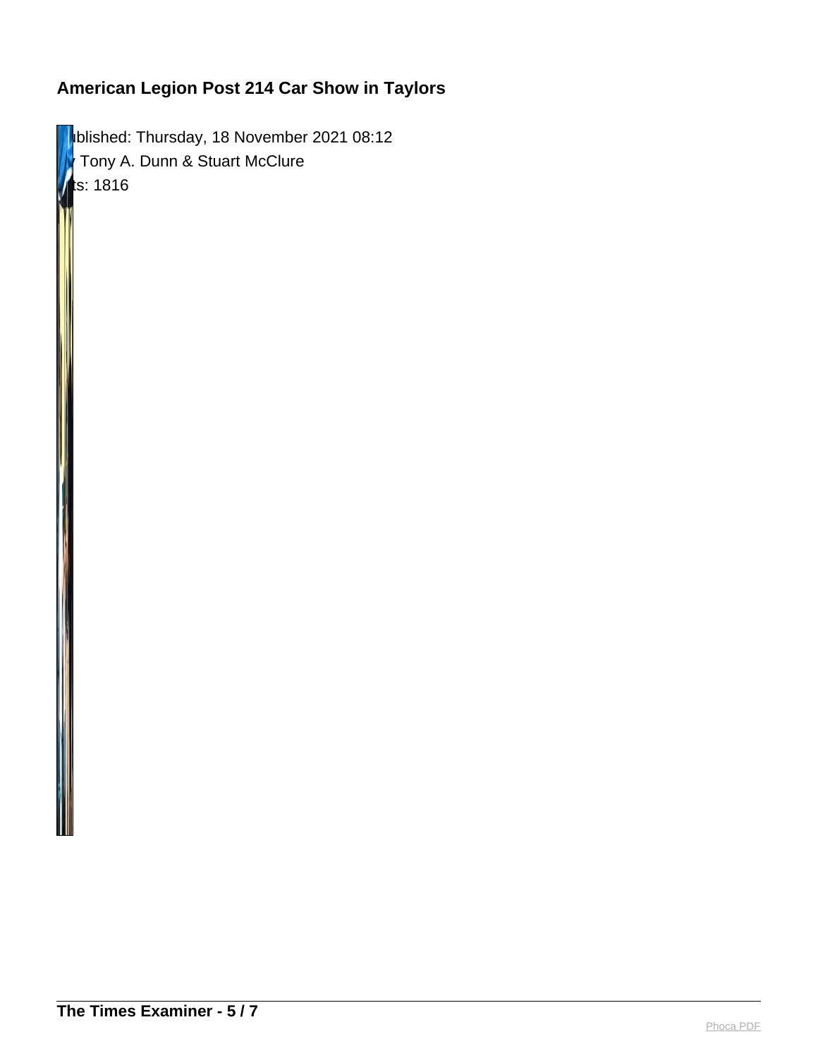**American Legion Post 214 Car Show in Taylors**

Published: Thursday, 18 November 2021 08:12
by Tony A. Dunn & Stuart McClure
Hits: 1816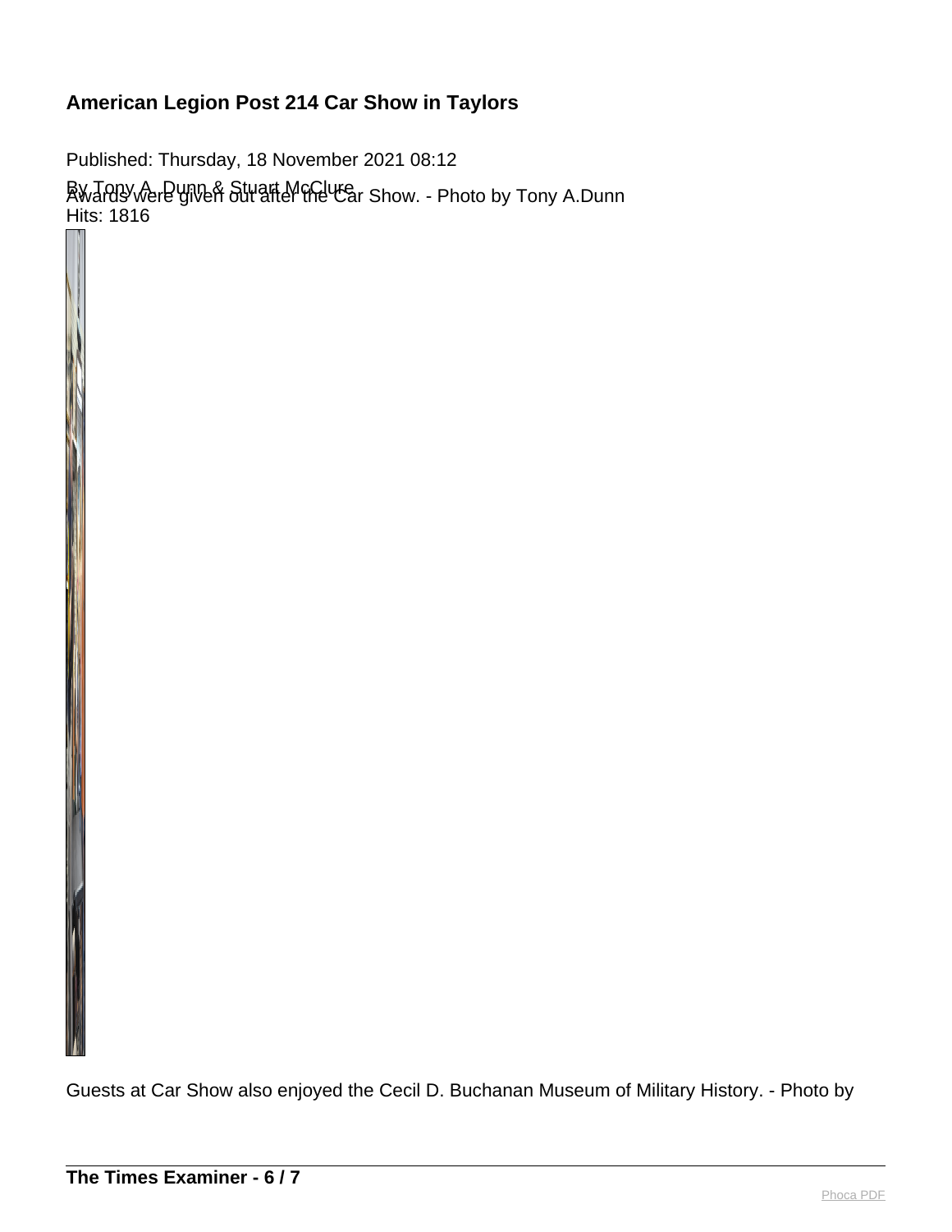# American Legion Post 214 Car Show in Taylors

Published: Thursday, 18 November 2021 08:12

By Tony A. Dunn & Stuart McClure

Hits: 1816

Awards were given out after the Car Show. - Photo by Tony A.Dunn

Guests at Car Show also enjoyed the Cecil D. Buchanan Museum of Military History. - Photo by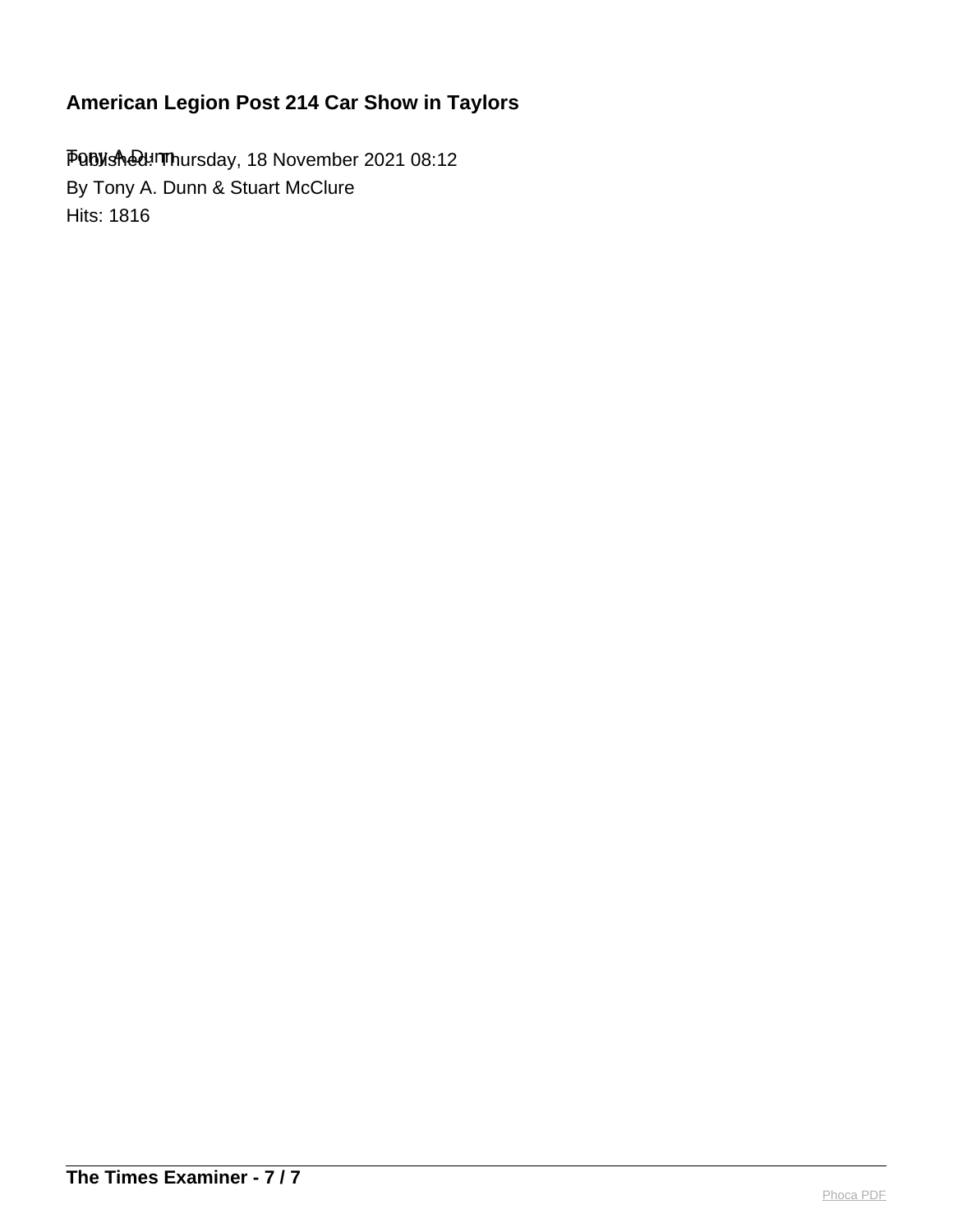**American Legion Post 214 Car Show in Taylors**

Tony A Dunn
Published: Thursday, 18 November 2021 08:12
By Tony A. Dunn & Stuart McClure
Hits: 1816